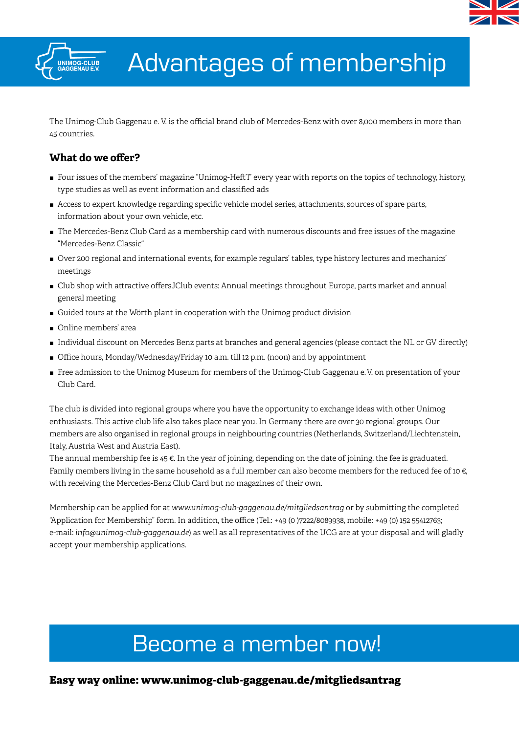# Advantages of membership

The Unimog-Club Gaggenau e. V. is the official brand club of Mercedes-Benz with over 8,000 members in more than 45 countries.

## What do we offer?

- Four issues of the members' magazine "Unimog-Heft'l" every year with reports on the topics of technology, history, type studies as well as event information and classified ads
- Access to expert knowledge regarding specific vehicle model series, attachments, sources of spare parts, information about your own vehicle, etc.
- The Mercedes-Benz Club Card as a membership card with numerous discounts and free issues of the magazine "Mercedes-Benz Classic"
- Over 200 regional and international events, for example regulars' tables, type history lectures and mechanics' meetings
- Club shop with attractive offersJClub events: Annual meetings throughout Europe, parts market and annual general meeting
- Guided tours at the Wörth plant in cooperation with the Unimog product division
- Online members' area
- Individual discount on Mercedes Benz parts at branches and general agencies (please contact the NL or GV directly)
- Office hours, Monday/Wednesday/Friday 10 a.m. till 12 p.m. (noon) and by appointment
- Free admission to the Unimog Museum for members of the Unimog-Club Gaggenau e. V. on presentation of your Club Card.

The club is divided into regional groups where you have the opportunity to exchange ideas with other Unimog enthusiasts. This active club life also takes place near you. In Germany there are over 30 regional groups. Our members are also organised in regional groups in neighbouring countries (Netherlands, Switzerland/Liechtenstein, Italy, Austria West and Austria East).
The annual membership fee is 45 €. In the year of joining, depending on the date of joining, the fee is graduated. Family members living in the same household as a full member can also become members for the reduced fee of 10 €, with receiving the Mercedes-Benz Club Card but no magazines of their own.

Membership can be applied for at *www.unimog-club-gaggenau.de/mitgliedsantrag* or by submitting the completed "Application for Membership" form. In addition, the office (Tel.: +49 (0 )7222/8089938, mobile: +49 (0) 152 55412763; e-mail: *info@unimog-club-gaggenau.de*) as well as all representatives of the UCG are at your disposal and will gladly accept your membership applications.

# Become a member now!

**Easy way online: www.unimog-club-gaggenau.de/mitgliedsantrag**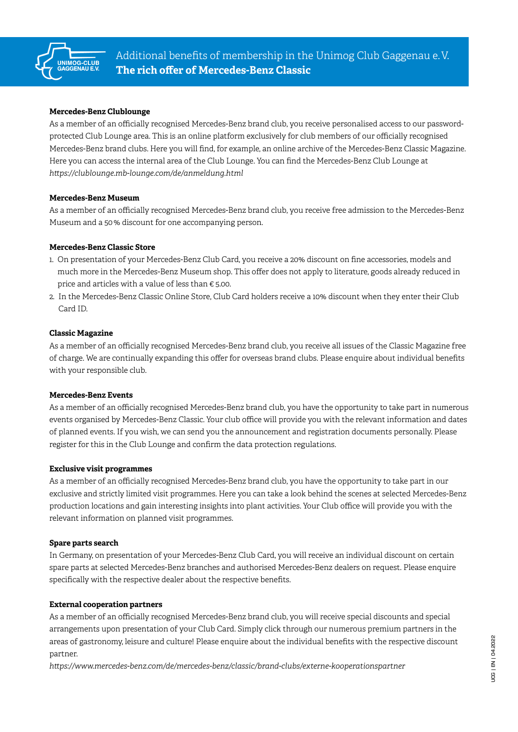# Additional benefits of membership in the Unimog Club Gaggenau e. V.
## The rich offer of Mercedes-Benz Classic

**Mercedes-Benz Clublounge**

As a member of an officially recognised Mercedes-Benz brand club, you receive personalised access to our password-protected Club Lounge area. This is an online platform exclusively for club members of our officially recognised Mercedes-Benz brand clubs. Here you will find, for example, an online archive of the Mercedes-Benz Classic Magazine. Here you can access the internal area of the Club Lounge. You can find the Mercedes-Benz Club Lounge at *https://clublounge.mb-lounge.com/de/anmeldung.html*

**Mercedes-Benz Museum**

As a member of an officially recognised Mercedes-Benz brand club, you receive free admission to the Mercedes-Benz Museum and a 50 % discount for one accompanying person.

**Mercedes-Benz Classic Store**

1. On presentation of your Mercedes-Benz Club Card, you receive a 20% discount on fine accessories, models and much more in the Mercedes-Benz Museum shop. This offer does not apply to literature, goods already reduced in price and articles with a value of less than € 5.00.
2. In the Mercedes-Benz Classic Online Store, Club Card holders receive a 10% discount when they enter their Club Card ID.

**Classic Magazine**

As a member of an officially recognised Mercedes-Benz brand club, you receive all issues of the Classic Magazine free of charge. We are continually expanding this offer for overseas brand clubs. Please enquire about individual benefits with your responsible club.

**Mercedes-Benz Events**

As a member of an officially recognised Mercedes-Benz brand club, you have the opportunity to take part in numerous events organised by Mercedes-Benz Classic. Your club office will provide you with the relevant information and dates of planned events. If you wish, we can send you the announcement and registration documents personally. Please register for this in the Club Lounge and confirm the data protection regulations.

**Exclusive visit programmes**

As a member of an officially recognised Mercedes-Benz brand club, you have the opportunity to take part in our exclusive and strictly limited visit programmes. Here you can take a look behind the scenes at selected Mercedes-Benz production locations and gain interesting insights into plant activities. Your Club office will provide you with the relevant information on planned visit programmes.

**Spare parts search**

In Germany, on presentation of your Mercedes-Benz Club Card, you will receive an individual discount on certain spare parts at selected Mercedes-Benz branches and authorised Mercedes-Benz dealers on request. Please enquire specifically with the respective dealer about the respective benefits.

**External cooperation partners**

As a member of an officially recognised Mercedes-Benz brand club, you will receive special discounts and special arrangements upon presentation of your Club Card. Simply click through our numerous premium partners in the areas of gastronomy, leisure and culture! Please enquire about the individual benefits with the respective discount partner.

*https://www.mercedes-benz.com/de/mercedes-benz/classic/brand-clubs/externe-kooperationspartner*